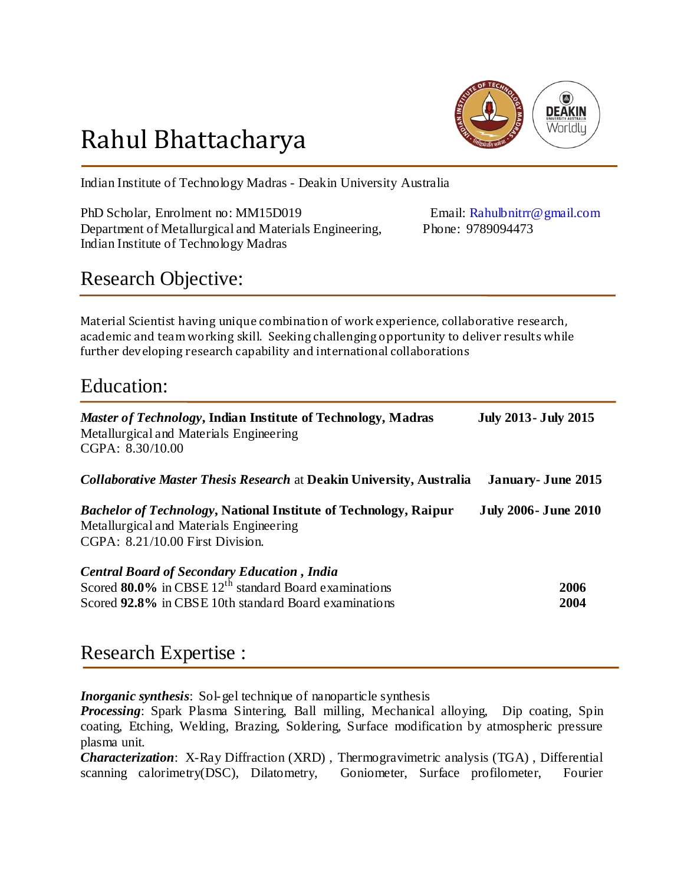# Rahul Bhattacharya

Indian Institute of Technology Madras - Deakin University Australia

PhD Scholar, Enrolment no: MM15D019
Department of Metallurgical and Materials Engineering,
Indian Institute of Technology Madras

Email: Rahulbnitrr@gmail.com
Phone: 9789094473

## Research Objective:

Material Scientist having unique combination of work experience, collaborative research, academic and team working skill. Seeking challenging opportunity to deliver results while further developing research capability and international collaborations

## Education:

***Master of Technology*, Indian Institute of Technology, Madras** — **July 2013- July 2015**
Metallurgical and Materials Engineering
CGPA: 8.30/10.00

***Collaborative Master Thesis Research*** at **Deakin University, Australia** — **January- June 2015**

***Bachelor of Technology*, National Institute of Technology, Raipur** — **July 2006- June 2010**
Metallurgical and Materials Engineering
CGPA: 8.21/10.00 First Division.

***Central Board of Secondary Education , India***
Scored **80.0%** in CBSE $12^{th}$ standard Board examinations — **2006**
Scored **92.8%** in CBSE 10th standard Board examinations — **2004**

## Research Expertise :

***Inorganic synthesis***: Sol-gel technique of nanoparticle synthesis
***Processing***: Spark Plasma Sintering, Ball milling, Mechanical alloying, Dip coating, Spin coating, Etching, Welding, Brazing, Soldering, Surface modification by atmospheric pressure plasma unit.
***Characterization***: X-Ray Diffraction (XRD) , Thermogravimetric analysis (TGA) , Differential scanning calorimetry(DSC), Dilatometry, Goniometer, Surface profilometer, Fourier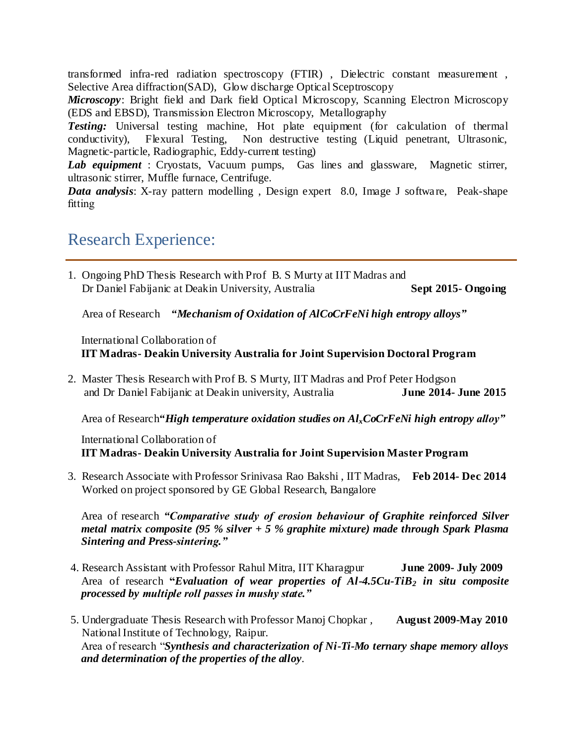transformed infra-red radiation spectroscopy (FTIR) , Dielectric constant measurement , Selective Area diffraction(SAD), Glow discharge Optical Sceptroscopy

***Microscopy***: Bright field and Dark field Optical Microscopy, Scanning Electron Microscopy (EDS and EBSD), Transmission Electron Microscopy, Metallography

***Testing:*** Universal testing machine, Hot plate equipment (for calculation of thermal conductivity), Flexural Testing, Non destructive testing (Liquid penetrant, Ultrasonic, Magnetic-particle, Radiographic, Eddy-current testing)

***Lab equipment*** : Cryostats, Vacuum pumps, Gas lines and glassware, Magnetic stirrer, ultrasonic stirrer, Muffle furnace, Centrifuge.

***Data analysis***: X-ray pattern modelling , Design expert 8.0, Image J software, Peak-shape fitting

## Research Experience:

1. Ongoing PhD Thesis Research with Prof B. S Murty at IIT Madras and Dr Daniel Fabijanic at Deakin University, Australia **Sept 2015- Ongoing**

   Area of Research ***"Mechanism of Oxidation of AlCoCrFeNi high entropy alloys"***

   International Collaboration of
   **IIT Madras- Deakin University Australia for Joint Supervision Doctoral Program**

2. Master Thesis Research with Prof B. S Murty, IIT Madras and Prof Peter Hodgson and Dr Daniel Fabijanic at Deakin university, Australia **June 2014- June 2015**

   Area of Research***"High temperature oxidation studies on $Al_x$CoCrFeNi high entropy alloy"***

   International Collaboration of
   **IIT Madras- Deakin University Australia for Joint Supervision Master Program**

3. Research Associate with Professor Srinivasa Rao Bakshi , IIT Madras, **Feb 2014- Dec 2014**
   Worked on project sponsored by GE Global Research, Bangalore

   Area of research ***"Comparative study of erosion behaviour of Graphite reinforced Silver metal matrix composite (95 % silver + 5 % graphite mixture) made through Spark Plasma Sintering and Press-sintering."***

4. Research Assistant with Professor Rahul Mitra, IIT Kharagpur **June 2009- July 2009**
   Area of research ***"Evaluation of wear properties of Al-4.5Cu-$TiB_2$ in situ composite processed by multiple roll passes in mushy state."***

5. Undergraduate Thesis Research with Professor Manoj Chopkar , **August 2009-May 2010**
   National Institute of Technology, Raipur.
   Area of research "***Synthesis and characterization of Ni-Ti-Mo ternary shape memory alloys and determination of the properties of the alloy***.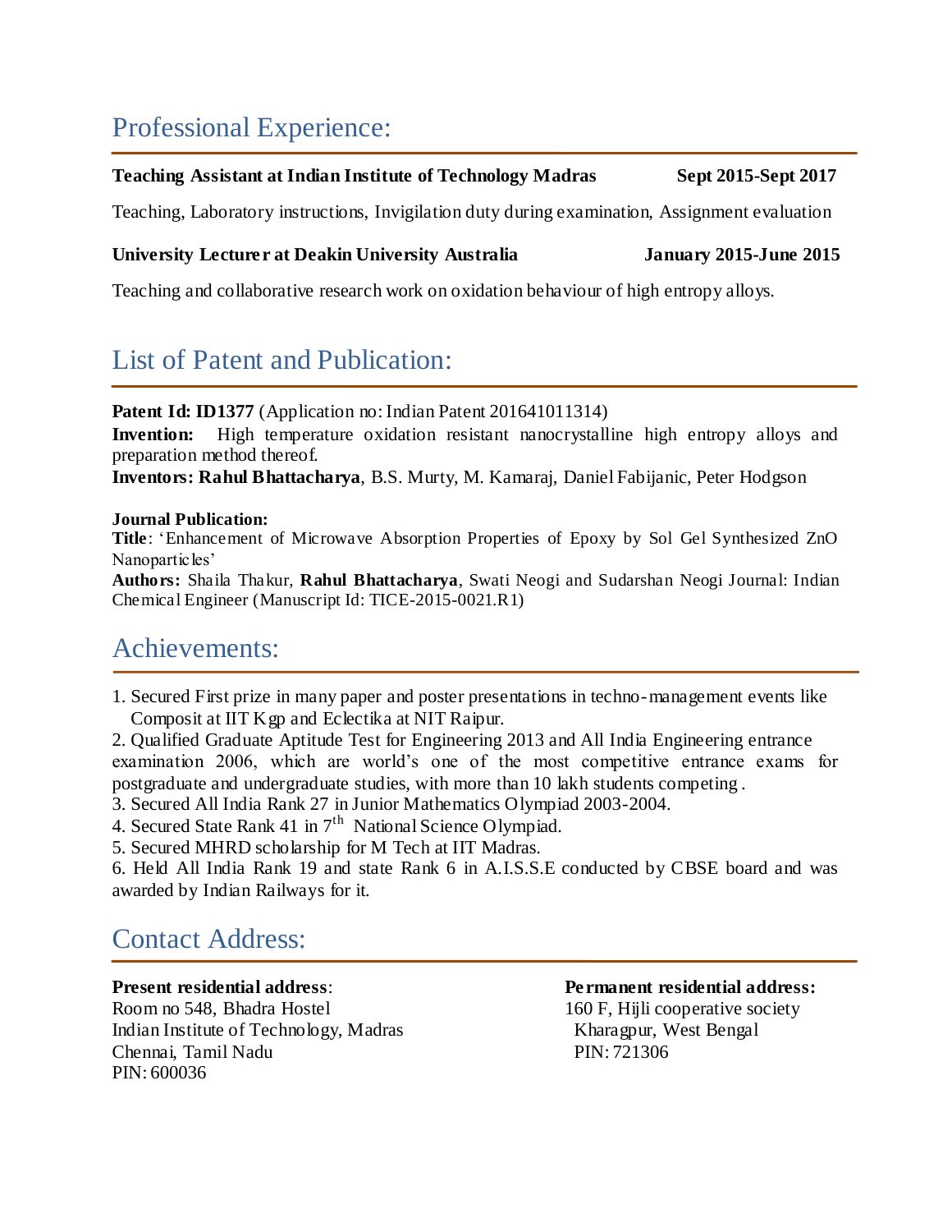## Professional Experience:

**Teaching Assistant at Indian Institute of Technology Madras** **Sept 2015-Sept 2017**

Teaching, Laboratory instructions, Invigilation duty during examination, Assignment evaluation

**University Lecturer at Deakin University Australia** **January 2015-June 2015**

Teaching and collaborative research work on oxidation behaviour of high entropy alloys.

## List of Patent and Publication:

**Patent Id: ID1377** (Application no: Indian Patent 201641011314)
**Invention:** High temperature oxidation resistant nanocrystalline high entropy alloys and preparation method thereof.
**Inventors: Rahul Bhattacharya**, B.S. Murty, M. Kamaraj, Daniel Fabijanic, Peter Hodgson

**Journal Publication:**
**Title**: 'Enhancement of Microwave Absorption Properties of Epoxy by Sol Gel Synthesized ZnO Nanoparticles'
**Authors:** Shaila Thakur, **Rahul Bhattacharya**, Swati Neogi and Sudarshan Neogi Journal: Indian Chemical Engineer (Manuscript Id: TICE-2015-0021.R1)

## Achievements:

1. Secured First prize in many paper and poster presentations in techno-management events like Composit at IIT Kgp and Eclectika at NIT Raipur.
2. Qualified Graduate Aptitude Test for Engineering 2013 and All India Engineering entrance examination 2006, which are world's one of the most competitive entrance exams for postgraduate and undergraduate studies, with more than 10 lakh students competing .
3. Secured All India Rank 27 in Junior Mathematics Olympiad 2003-2004.
4. Secured State Rank 41 in 7$^{th}$ National Science Olympiad.
5. Secured MHRD scholarship for M Tech at IIT Madras.
6. Held All India Rank 19 and state Rank 6 in A.I.S.S.E conducted by CBSE board and was awarded by Indian Railways for it.

## Contact Address:

**Present residential address**:
Room no 548, Bhadra Hostel
Indian Institute of Technology, Madras
Chennai, Tamil Nadu
PIN: 600036

**Permanent residential address:**
160 F, Hijli cooperative society
Kharagpur, West Bengal
PIN: 721306